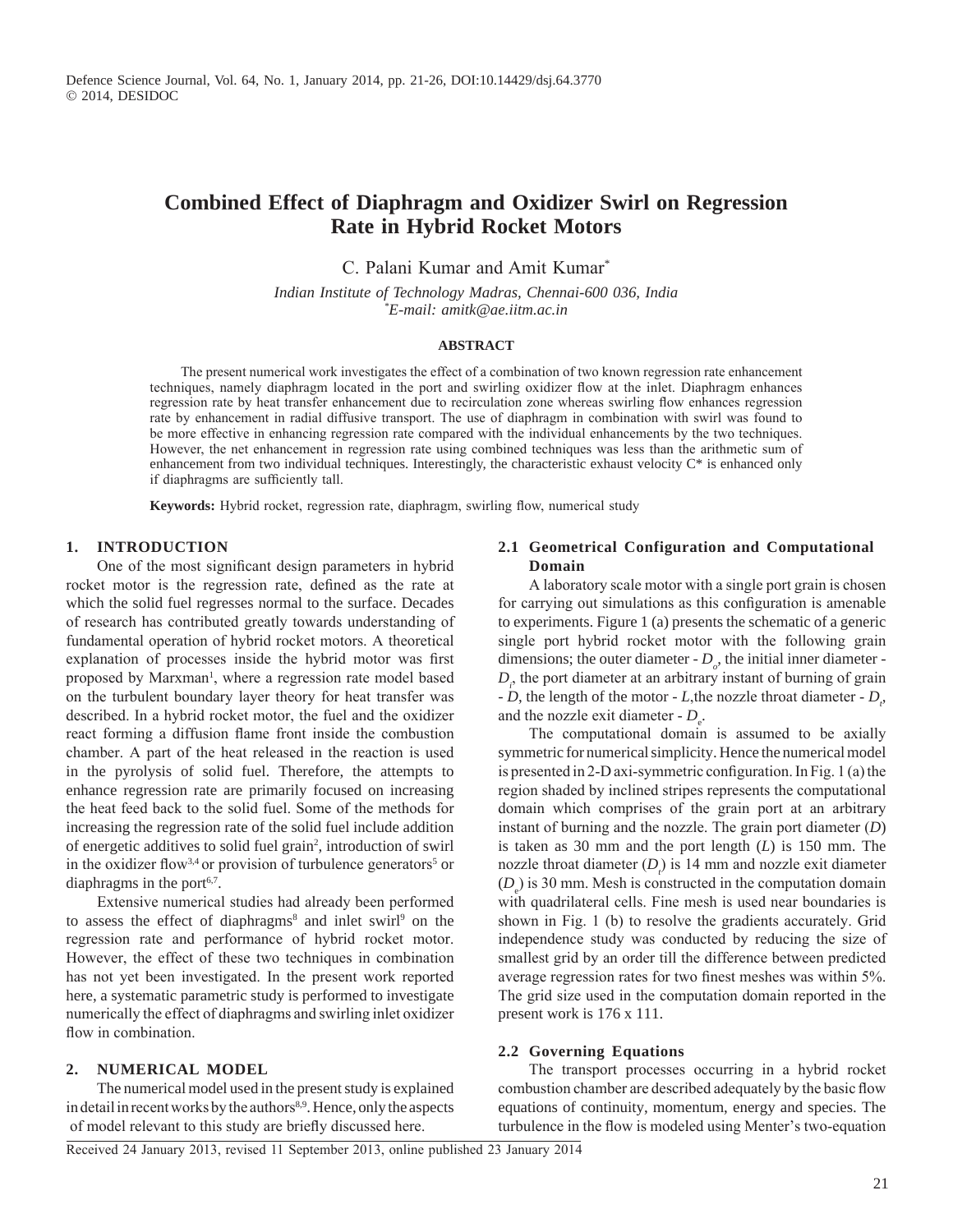# Combined Effect of Diaphragm and Oxidizer Swirl on Regression Rate in Hybrid Rocket Motors

C. Palani Kumar and Amit Kumar*

*Indian Institute of Technology Madras, Chennai-600 036, India*
*\*E-mail: amitk@ae.iitm.ac.in*

## ABSTRACT

The present numerical work investigates the effect of a combination of two known regression rate enhancement techniques, namely diaphragm located in the port and swirling oxidizer flow at the inlet. Diaphragm enhances regression rate by heat transfer enhancement due to recirculation zone whereas swirling flow enhances regression rate by enhancement in radial diffusive transport. The use of diaphragm in combination with swirl was found to be more effective in enhancing regression rate compared with the individual enhancements by the two techniques. However, the net enhancement in regression rate using combined techniques was less than the arithmetic sum of enhancement from two individual techniques. Interestingly, the characteristic exhaust velocity C* is enhanced only if diaphragms are sufficiently tall.

**Keywords:** Hybrid rocket, regression rate, diaphragm, swirling flow, numerical study

## 1. INTRODUCTION

One of the most significant design parameters in hybrid rocket motor is the regression rate, defined as the rate at which the solid fuel regresses normal to the surface. Decades of research has contributed greatly towards understanding of fundamental operation of hybrid rocket motors. A theoretical explanation of processes inside the hybrid motor was first proposed by Marxman[1], where a regression rate model based on the turbulent boundary layer theory for heat transfer was described. In a hybrid rocket motor, the fuel and the oxidizer react forming a diffusion flame front inside the combustion chamber. A part of the heat released in the reaction is used in the pyrolysis of solid fuel. Therefore, the attempts to enhance regression rate are primarily focused on increasing the heat feed back to the solid fuel. Some of the methods for increasing the regression rate of the solid fuel include addition of energetic additives to solid fuel grain[2], introduction of swirl in the oxidizer flow[3,4] or provision of turbulence generators[5] or diaphragms in the port[6,7].

Extensive numerical studies had already been performed to assess the effect of diaphragms[8] and inlet swirl[9] on the regression rate and performance of hybrid rocket motor. However, the effect of these two techniques in combination has not yet been investigated. In the present work reported here, a systematic parametric study is performed to investigate numerically the effect of diaphragms and swirling inlet oxidizer flow in combination.

## 2. NUMERICAL MODEL

The numerical model used in the present study is explained in detail in recent works by the authors[8,9]. Hence, only the aspects of model relevant to this study are briefly discussed here.

### 2.1 Geometrical Configuration and Computational Domain

A laboratory scale motor with a single port grain is chosen for carrying out simulations as this configuration is amenable to experiments. Figure 1 (a) presents the schematic of a generic single port hybrid rocket motor with the following grain dimensions; the outer diameter - $D_o$, the initial inner diameter - $D_i$, the port diameter at an arbitrary instant of burning of grain - $D$, the length of the motor - $L$, the nozzle throat diameter - $D_t$, and the nozzle exit diameter - $D_e$.

The computational domain is assumed to be axially symmetric for numerical simplicity. Hence the numerical model is presented in 2-D axi-symmetric configuration. In Fig. 1 (a) the region shaded by inclined stripes represents the computational domain which comprises of the grain port at an arbitrary instant of burning and the nozzle. The grain port diameter ($D$) is taken as 30 mm and the port length ($L$) is 150 mm. The nozzle throat diameter ($D_t$) is 14 mm and nozzle exit diameter ($D_e$) is 30 mm. Mesh is constructed in the computation domain with quadrilateral cells. Fine mesh is used near boundaries is shown in Fig. 1 (b) to resolve the gradients accurately. Grid independence study was conducted by reducing the size of smallest grid by an order till the difference between predicted average regression rates for two finest meshes was within 5%. The grid size used in the computation domain reported in the present work is 176 x 111.

### 2.2 Governing Equations

The transport processes occurring in a hybrid rocket combustion chamber are described adequately by the basic flow equations of continuity, momentum, energy and species. The turbulence in the flow is modeled using Menter's two-equation

Received 24 January 2013, revised 11 September 2013, online published 23 January 2014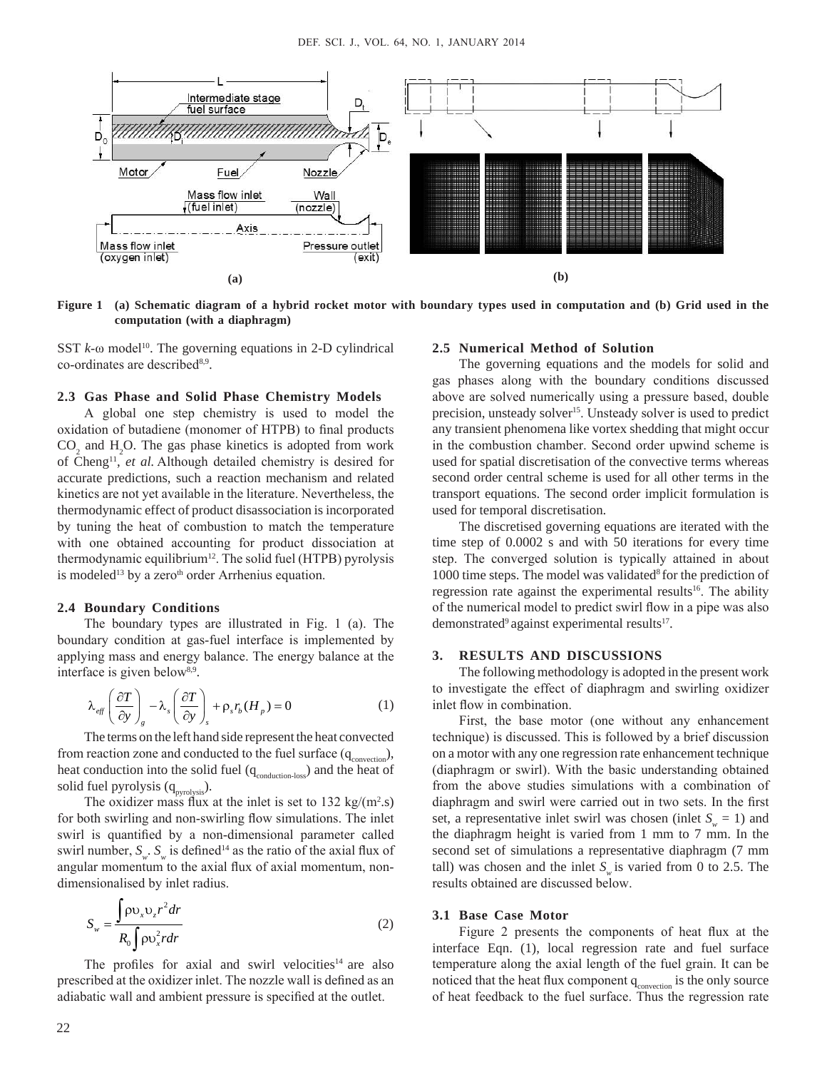Figure 1 (a) Schematic diagram of a hybrid rocket motor with boundary types used in computation and (b) Grid used in the computation (with a diaphragm)

SST $k$-ω model[10]. The governing equations in 2-D cylindrical co-ordinates are described[8,9].

### 2.3 Gas Phase and Solid Phase Chemistry Models

A global one step chemistry is used to model the oxidation of butadiene (monomer of HTPB) to final products $CO_2$ and $H_2O$. The gas phase kinetics is adopted from work of Cheng[11], *et al.* Although detailed chemistry is desired for accurate predictions, such a reaction mechanism and related kinetics are not yet available in the literature. Nevertheless, the thermodynamic effect of product disassociation is incorporated by tuning the heat of combustion to match the temperature with one obtained accounting for product dissociation at thermodynamic equilibrium[12]. The solid fuel (HTPB) pyrolysis is modeled[13] by a zero[th] order Arrhenius equation.

### 2.4 Boundary Conditions

The boundary types are illustrated in Fig. 1 (a). The boundary condition at gas-fuel interface is implemented by applying mass and energy balance. The energy balance at the interface is given below[8,9].

$$\lambda_{eff}\left(\frac{\partial T}{\partial y}\right)_g - \lambda_s\left(\frac{\partial T}{\partial y}\right)_s + \rho_s r_b (H_p) = 0 \tag{1}$$

The terms on the left hand side represent the heat convected from reaction zone and conducted to the fuel surface ($q_{convection}$), heat conduction into the solid fuel ($q_{conduction\text{-}loss}$) and the heat of solid fuel pyrolysis ($q_{pyrolysis}$).

The oxidizer mass flux at the inlet is set to 132 kg/(m$^2$.s) for both swirling and non-swirling flow simulations. The inlet swirl is quantified by a non-dimensional parameter called swirl number, $S_w$. $S_w$ is defined[14] as the ratio of the axial flux of angular momentum to the axial flux of axial momentum, non-dimensionalised by inlet radius.

$$S_w = \frac{\int \rho \upsilon_x \upsilon_z r^2 dr}{R_0 \int \rho \upsilon_x^2 r dr} \tag{2}$$

The profiles for axial and swirl velocities[14] are also prescribed at the oxidizer inlet. The nozzle wall is defined as an adiabatic wall and ambient pressure is specified at the outlet.

### 2.5 Numerical Method of Solution

The governing equations and the models for solid and gas phases along with the boundary conditions discussed above are solved numerically using a pressure based, double precision, unsteady solver[15]. Unsteady solver is used to predict any transient phenomena like vortex shedding that might occur in the combustion chamber. Second order upwind scheme is used for spatial discretisation of the convective terms whereas second order central scheme is used for all other terms in the transport equations. The second order implicit formulation is used for temporal discretisation.

The discretised governing equations are iterated with the time step of 0.0002 s and with 50 iterations for every time step. The converged solution is typically attained in about 1000 time steps. The model was validated[8] for the prediction of regression rate against the experimental results[16]. The ability of the numerical model to predict swirl flow in a pipe was also demonstrated[9] against experimental results[17].

## 3. RESULTS AND DISCUSSIONS

The following methodology is adopted in the present work to investigate the effect of diaphragm and swirling oxidizer inlet flow in combination.

First, the base motor (one without any enhancement technique) is discussed. This is followed by a brief discussion on a motor with any one regression rate enhancement technique (diaphragm or swirl). With the basic understanding obtained from the above studies simulations with a combination of diaphragm and swirl were carried out in two sets. In the first set, a representative inlet swirl was chosen (inlet $S_w$ = 1) and the diaphragm height is varied from 1 mm to 7 mm. In the second set of simulations a representative diaphragm (7 mm tall) was chosen and the inlet $S_w$ is varied from 0 to 2.5. The results obtained are discussed below.

### 3.1 Base Case Motor

Figure 2 presents the components of heat flux at the interface Eqn. (1), local regression rate and fuel surface temperature along the axial length of the fuel grain. It can be noticed that the heat flux component $q_{convection}$ is the only source of heat feedback to the fuel surface. Thus the regression rate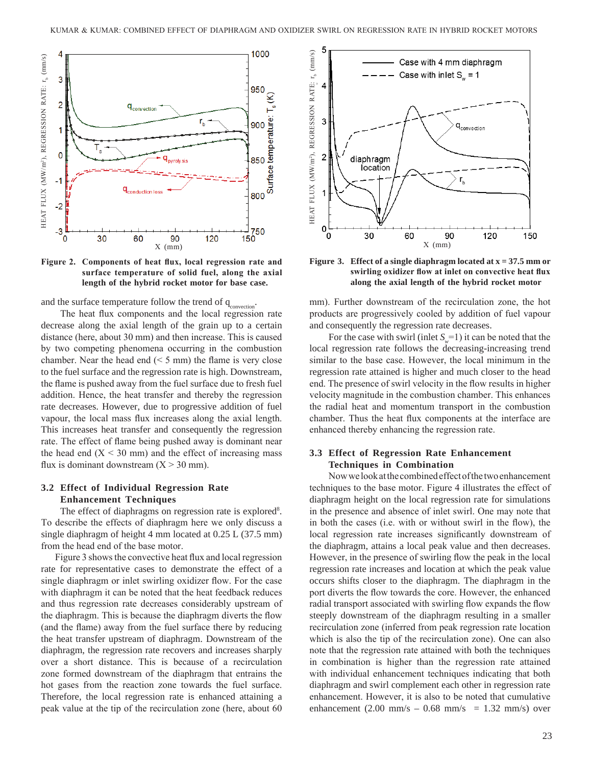Figure 2. Components of heat flux, local regression rate and surface temperature of solid fuel, along the axial length of the hybrid rocket motor for base case.

Figure 3. Effect of a single diaphragm located at x = 37.5 mm or swirling oxidizer flow at inlet on convective heat flux along the axial length of the hybrid rocket motor

and the surface temperature follow the trend of $q_{convection}$.

The heat flux components and the local regression rate decrease along the axial length of the grain up to a certain distance (here, about 30 mm) and then increase. This is caused by two competing phenomena occurring in the combustion chamber. Near the head end (< 5 mm) the flame is very close to the fuel surface and the regression rate is high. Downstream, the flame is pushed away from the fuel surface due to fresh fuel addition. Hence, the heat transfer and thereby the regression rate decreases. However, due to progressive addition of fuel vapour, the local mass flux increases along the axial length. This increases heat transfer and consequently the regression rate. The effect of flame being pushed away is dominant near the head end (X < 30 mm) and the effect of increasing mass flux is dominant downstream (X > 30 mm).

## 3.2 Effect of Individual Regression Rate Enhancement Techniques

The effect of diaphragms on regression rate is explored[8]. To describe the effects of diaphragm here we only discuss a single diaphragm of height 4 mm located at 0.25 L (37.5 mm) from the head end of the base motor.

Figure 3 shows the convective heat flux and local regression rate for representative cases to demonstrate the effect of a single diaphragm or inlet swirling oxidizer flow. For the case with diaphragm it can be noted that the heat feedback reduces and thus regression rate decreases considerably upstream of the diaphragm. This is because the diaphragm diverts the flow (and the flame) away from the fuel surface there by reducing the heat transfer upstream of diaphragm. Downstream of the diaphragm, the regression rate recovers and increases sharply over a short distance. This is because of a recirculation zone formed downstream of the diaphragm that entrains the hot gases from the reaction zone towards the fuel surface. Therefore, the local regression rate is enhanced attaining a peak value at the tip of the recirculation zone (here, about 60 mm). Further downstream of the recirculation zone, the hot products are progressively cooled by addition of fuel vapour and consequently the regression rate decreases.

For the case with swirl (inlet $S_w$=1) it can be noted that the local regression rate follows the decreasing-increasing trend similar to the base case. However, the local minimum in the regression rate attained is higher and much closer to the head end. The presence of swirl velocity in the flow results in higher velocity magnitude in the combustion chamber. This enhances the radial heat and momentum transport in the combustion chamber. Thus the heat flux components at the interface are enhanced thereby enhancing the regression rate.

## 3.3 Effect of Regression Rate Enhancement Techniques in Combination

Now we look at the combined effect of the two enhancement techniques to the base motor. Figure 4 illustrates the effect of diaphragm height on the local regression rate for simulations in the presence and absence of inlet swirl. One may note that in both the cases (i.e. with or without swirl in the flow), the local regression rate increases significantly downstream of the diaphragm, attains a local peak value and then decreases. However, in the presence of swirling flow the peak in the local regression rate increases and location at which the peak value occurs shifts closer to the diaphragm. The diaphragm in the port diverts the flow towards the core. However, the enhanced radial transport associated with swirling flow expands the flow steeply downstream of the diaphragm resulting in a smaller recirculation zone (inferred from peak regression rate location which is also the tip of the recirculation zone). One can also note that the regression rate attained with both the techniques in combination is higher than the regression rate attained with individual enhancement techniques indicating that both diaphragm and swirl complement each other in regression rate enhancement. However, it is also to be noted that cumulative enhancement (2.00 mm/s – 0.68 mm/s = 1.32 mm/s) over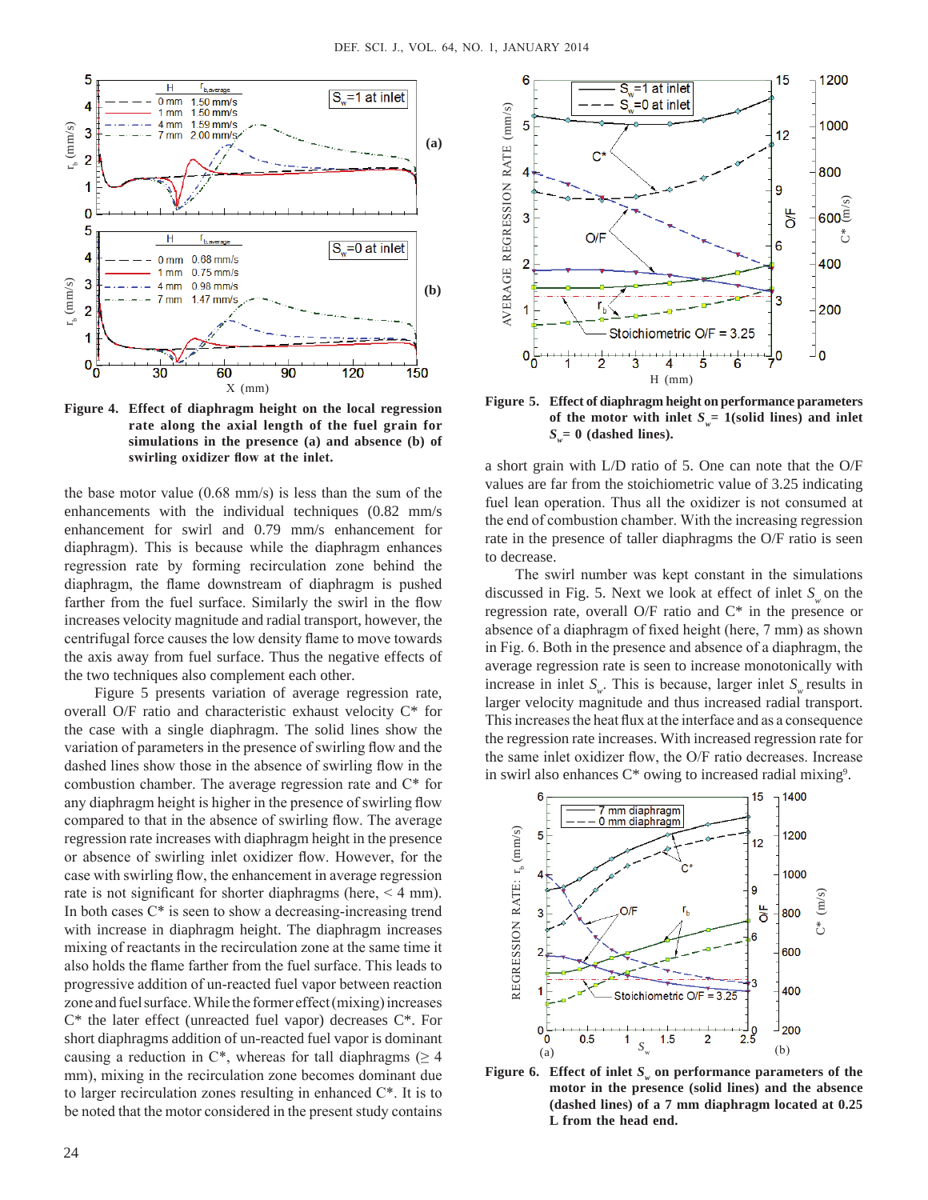**Figure 4. Effect of diaphragm height on the local regression rate along the axial length of the fuel grain for simulations in the presence (a) and absence (b) of swirling oxidizer flow at the inlet.**

the base motor value (0.68 mm/s) is less than the sum of the enhancements with the individual techniques (0.82 mm/s enhancement for swirl and 0.79 mm/s enhancement for diaphragm). This is because while the diaphragm enhances regression rate by forming recirculation zone behind the diaphragm, the flame downstream of diaphragm is pushed farther from the fuel surface. Similarly the swirl in the flow increases velocity magnitude and radial transport, however, the centrifugal force causes the low density flame to move towards the axis away from fuel surface. Thus the negative effects of the two techniques also complement each other.

Figure 5 presents variation of average regression rate, overall O/F ratio and characteristic exhaust velocity C* for the case with a single diaphragm. The solid lines show the variation of parameters in the presence of swirling flow and the dashed lines show those in the absence of swirling flow in the combustion chamber. The average regression rate and C* for any diaphragm height is higher in the presence of swirling flow compared to that in the absence of swirling flow. The average regression rate increases with diaphragm height in the presence or absence of swirling inlet oxidizer flow. However, for the case with swirling flow, the enhancement in average regression rate is not significant for shorter diaphragms (here, < 4 mm). In both cases C* is seen to show a decreasing-increasing trend with increase in diaphragm height. The diaphragm increases mixing of reactants in the recirculation zone at the same time it also holds the flame farther from the fuel surface. This leads to progressive addition of un-reacted fuel vapor between reaction zone and fuel surface. While the former effect (mixing) increases C* the later effect (unreacted fuel vapor) decreases C*. For short diaphragms addition of un-reacted fuel vapor is dominant causing a reduction in C*, whereas for tall diaphragms (≥ 4 mm), mixing in the recirculation zone becomes dominant due to larger recirculation zones resulting in enhanced C*. It is to be noted that the motor considered in the present study contains a short grain with L/D ratio of 5. One can note that the O/F values are far from the stoichiometric value of 3.25 indicating fuel lean operation. Thus all the oxidizer is not consumed at the end of combustion chamber. With the increasing regression rate in the presence of taller diaphragms the O/F ratio is seen to decrease.

**Figure 5. Effect of diaphragm height on performance parameters of the motor with inlet $S_w$ = 1(solid lines) and inlet $S_w$ = 0 (dashed lines).**

The swirl number was kept constant in the simulations discussed in Fig. 5. Next we look at effect of inlet $S_w$ on the regression rate, overall O/F ratio and C* in the presence or absence of a diaphragm of fixed height (here, 7 mm) as shown in Fig. 6. Both in the presence and absence of a diaphragm, the average regression rate is seen to increase monotonically with increase in inlet $S_w$. This is because, larger inlet $S_w$ results in larger velocity magnitude and thus increased radial transport. This increases the heat flux at the interface and as a consequence the regression rate increases. With increased regression rate for the same inlet oxidizer flow, the O/F ratio decreases. Increase in swirl also enhances C* owing to increased radial mixing[9].

**Figure 6. Effect of inlet $S_w$ on performance parameters of the motor in the presence (solid lines) and the absence (dashed lines) of a 7 mm diaphragm located at 0.25 L from the head end.**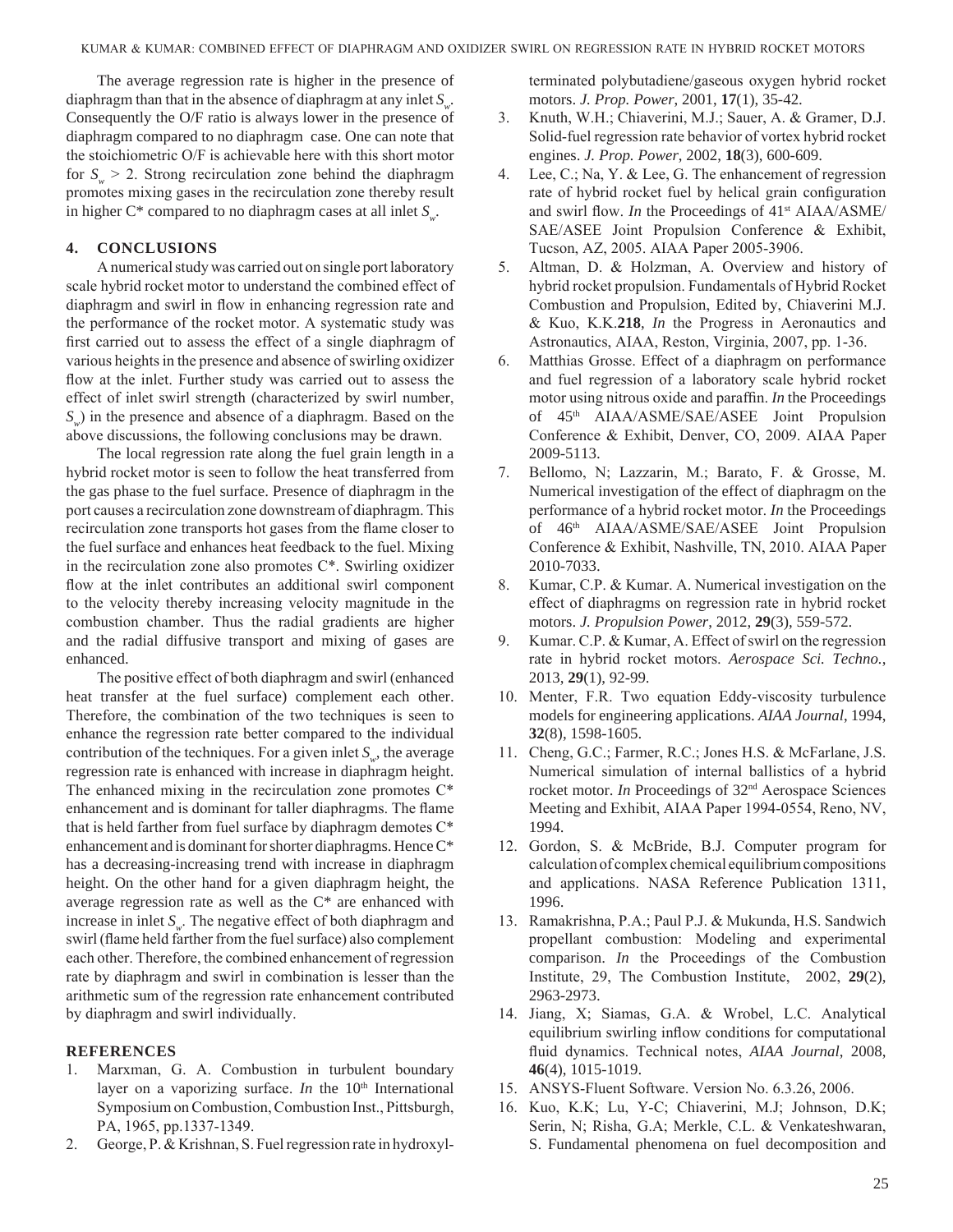The average regression rate is higher in the presence of diaphragm than that in the absence of diaphragm at any inlet $S_w$. Consequently the O/F ratio is always lower in the presence of diaphragm compared to no diaphragm case. One can note that the stoichiometric O/F is achievable here with this short motor for $S_w > 2$. Strong recirculation zone behind the diaphragm promotes mixing gases in the recirculation zone thereby result in higher C* compared to no diaphragm cases at all inlet $S_w$.

## 4. CONCLUSIONS

A numerical study was carried out on single port laboratory scale hybrid rocket motor to understand the combined effect of diaphragm and swirl in flow in enhancing regression rate and the performance of the rocket motor. A systematic study was first carried out to assess the effect of a single diaphragm of various heights in the presence and absence of swirling oxidizer flow at the inlet. Further study was carried out to assess the effect of inlet swirl strength (characterized by swirl number, $S_w$) in the presence and absence of a diaphragm. Based on the above discussions, the following conclusions may be drawn.

The local regression rate along the fuel grain length in a hybrid rocket motor is seen to follow the heat transferred from the gas phase to the fuel surface. Presence of diaphragm in the port causes a recirculation zone downstream of diaphragm. This recirculation zone transports hot gases from the flame closer to the fuel surface and enhances heat feedback to the fuel. Mixing in the recirculation zone also promotes C*. Swirling oxidizer flow at the inlet contributes an additional swirl component to the velocity thereby increasing velocity magnitude in the combustion chamber. Thus the radial gradients are higher and the radial diffusive transport and mixing of gases are enhanced.

The positive effect of both diaphragm and swirl (enhanced heat transfer at the fuel surface) complement each other. Therefore, the combination of the two techniques is seen to enhance the regression rate better compared to the individual contribution of the techniques. For a given inlet $S_w$, the average regression rate is enhanced with increase in diaphragm height. The enhanced mixing in the recirculation zone promotes C* enhancement and is dominant for taller diaphragms. The flame that is held farther from fuel surface by diaphragm demotes C* enhancement and is dominant for shorter diaphragms. Hence C* has a decreasing-increasing trend with increase in diaphragm height. On the other hand for a given diaphragm height, the average regression rate as well as the C* are enhanced with increase in inlet $S_w$. The negative effect of both diaphragm and swirl (flame held farther from the fuel surface) also complement each other. Therefore, the combined enhancement of regression rate by diaphragm and swirl in combination is lesser than the arithmetic sum of the regression rate enhancement contributed by diaphragm and swirl individually.

## REFERENCES

1. Marxman, G. A. Combustion in turbulent boundary layer on a vaporizing surface. *In* the 10th International Symposium on Combustion, Combustion Inst., Pittsburgh, PA, 1965, pp.1337-1349.
2. George, P. & Krishnan, S. Fuel regression rate in hydroxyl-terminated polybutadiene/gaseous oxygen hybrid rocket motors. *J. Prop. Power*, 2001, **17**(1), 35-42.
3. Knuth, W.H.; Chiaverini, M.J.; Sauer, A. & Gramer, D.J. Solid-fuel regression rate behavior of vortex hybrid rocket engines. *J. Prop. Power*, 2002, **18**(3), 600-609.
4. Lee, C.; Na, Y. & Lee, G. The enhancement of regression rate of hybrid rocket fuel by helical grain configuration and swirl flow. *In* the Proceedings of 41st AIAA/ASME/SAE/ASEE Joint Propulsion Conference & Exhibit, Tucson, AZ, 2005. AIAA Paper 2005-3906.
5. Altman, D. & Holzman, A. Overview and history of hybrid rocket propulsion. Fundamentals of Hybrid Rocket Combustion and Propulsion, Edited by, Chiaverini M.J. & Kuo, K.K.**218**, *In* the Progress in Aeronautics and Astronautics, AIAA, Reston, Virginia, 2007, pp. 1-36.
6. Matthias Grosse. Effect of a diaphragm on performance and fuel regression of a laboratory scale hybrid rocket motor using nitrous oxide and paraffin. *In* the Proceedings of 45th AIAA/ASME/SAE/ASEE Joint Propulsion Conference & Exhibit, Denver, CO, 2009. AIAA Paper 2009-5113.
7. Bellomo, N; Lazzarin, M.; Barato, F. & Grosse, M. Numerical investigation of the effect of diaphragm on the performance of a hybrid rocket motor. *In* the Proceedings of 46th AIAA/ASME/SAE/ASEE Joint Propulsion Conference & Exhibit, Nashville, TN, 2010. AIAA Paper 2010-7033.
8. Kumar, C.P. & Kumar. A. Numerical investigation on the effect of diaphragms on regression rate in hybrid rocket motors. *J. Propulsion Power*, 2012, **29**(3), 559-572.
9. Kumar. C.P. & Kumar, A. Effect of swirl on the regression rate in hybrid rocket motors. *Aerospace Sci. Techno.*, 2013, **29**(1), 92-99.
10. Menter, F.R. Two equation Eddy-viscosity turbulence models for engineering applications. *AIAA Journal*, 1994, **32**(8), 1598-1605.
11. Cheng, G.C.; Farmer, R.C.; Jones H.S. & McFarlane, J.S. Numerical simulation of internal ballistics of a hybrid rocket motor. *In* Proceedings of 32nd Aerospace Sciences Meeting and Exhibit, AIAA Paper 1994-0554, Reno, NV, 1994.
12. Gordon, S. & McBride, B.J. Computer program for calculation of complex chemical equilibrium compositions and applications. NASA Reference Publication 1311, 1996.
13. Ramakrishna, P.A.; Paul P.J. & Mukunda, H.S. Sandwich propellant combustion: Modeling and experimental comparison. *In* the Proceedings of the Combustion Institute, 29, The Combustion Institute, 2002, **29**(2), 2963-2973.
14. Jiang, X; Siamas, G.A. & Wrobel, L.C. Analytical equilibrium swirling inflow conditions for computational fluid dynamics. Technical notes, *AIAA Journal*, 2008, **46**(4), 1015-1019.
15. ANSYS-Fluent Software. Version No. 6.3.26, 2006.
16. Kuo, K.K; Lu, Y-C; Chiaverini, M.J; Johnson, D.K; Serin, N; Risha, G.A; Merkle, C.L. & Venkateshwaran, S. Fundamental phenomena on fuel decomposition and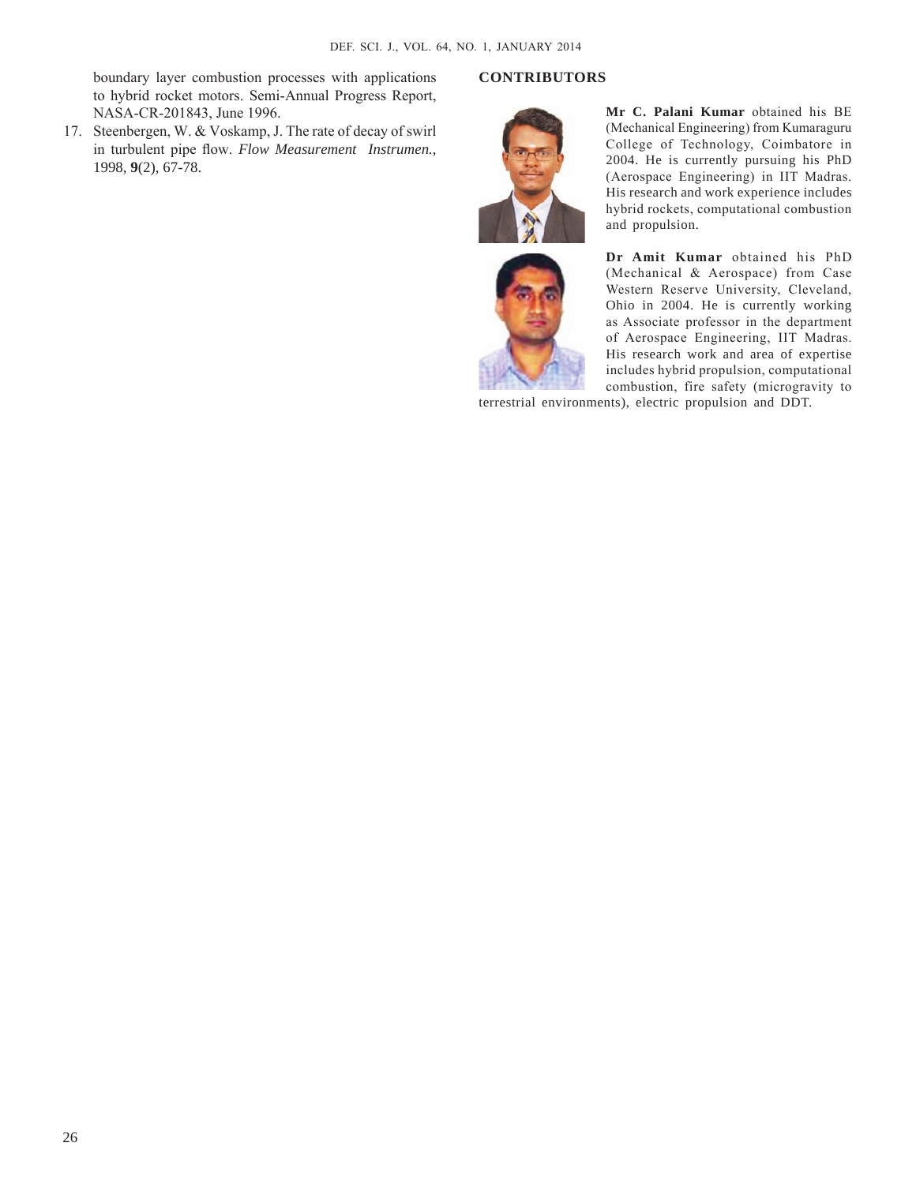boundary layer combustion processes with applications to hybrid rocket motors. Semi-Annual Progress Report, NASA-CR-201843, June 1996.

17. Steenbergen, W. & Voskamp, J. The rate of decay of swirl in turbulent pipe flow. *Flow Measurement Instrumen.*, 1998, **9**(2), 67-78.

## CONTRIBUTORS

**Mr C. Palani Kumar** obtained his BE (Mechanical Engineering) from Kumaraguru College of Technology, Coimbatore in 2004. He is currently pursuing his PhD (Aerospace Engineering) in IIT Madras. His research and work experience includes hybrid rockets, computational combustion and propulsion.

**Dr Amit Kumar** obtained his PhD (Mechanical & Aerospace) from Case Western Reserve University, Cleveland, Ohio in 2004. He is currently working as Associate professor in the department of Aerospace Engineering, IIT Madras. His research work and area of expertise includes hybrid propulsion, computational combustion, fire safety (microgravity to terrestrial environments), electric propulsion and DDT.